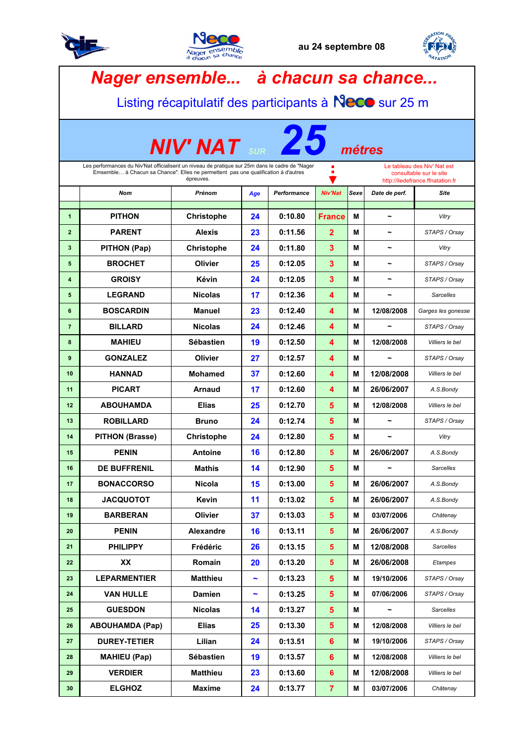au 24 septembre 08

# Nager ensemble... à chacun sa chance...

## Listing récapitulatif des participants à Neco sur 25 m

## NIV' NAT SUR 25 métres

Les performances du Niv'Nat officialisent un niveau de pratique sur 25m dans le cadre de "Nager Ensemble… à Chacun sa Chance". Elles ne permettent pas une qualification à d'autres épreuves.

Le tableau des Niv' Nat est consultable sur le site http://iledefrance.ffnatation.fr

| | Nom | Prénom | Age | Performance | Niv'Nat | Sexe | Date de perf. | Site |
|---|---|---|---|---|---|---|---|---|
| 1 | PITHON | Christophe | 24 | 0:10.80 | France | M | ~ | Vitry |
| 2 | PARENT | Alexis | 23 | 0:11.56 | 2 | M | ~ | STAPS / Orsay |
| 3 | PITHON (Pap) | Christophe | 24 | 0:11.80 | 3 | M | ~ | Vitry |
| 5 | BROCHET | Olivier | 25 | 0:12.05 | 3 | M | ~ | STAPS / Orsay |
| 4 | GROISY | Kévin | 24 | 0:12.05 | 3 | M | ~ | STAPS / Orsay |
| 5 | LEGRAND | Nicolas | 17 | 0:12.36 | 4 | M | ~ | Sarcelles |
| 6 | BOSCARDIN | Manuel | 23 | 0:12.40 | 4 | M | 12/08/2008 | Garges les gonesse |
| 7 | BILLARD | Nicolas | 24 | 0:12.46 | 4 | M | ~ | STAPS / Orsay |
| 8 | MAHIEU | Sébastien | 19 | 0:12.50 | 4 | M | 12/08/2008 | Villiers le bel |
| 9 | GONZALEZ | Olivier | 27 | 0:12.57 | 4 | M | ~ | STAPS / Orsay |
| 10 | HANNAD | Mohamed | 37 | 0:12.60 | 4 | M | 12/08/2008 | Villiers le bel |
| 11 | PICART | Arnaud | 17 | 0:12.60 | 4 | M | 26/06/2007 | A.S.Bondy |
| 12 | ABOUHAMDA | Elias | 25 | 0:12.70 | 5 | M | 12/08/2008 | Villiers le bel |
| 13 | ROBILLARD | Bruno | 24 | 0:12.74 | 5 | M | ~ | STAPS / Orsay |
| 14 | PITHON (Brasse) | Christophe | 24 | 0:12.80 | 5 | M | ~ | Vitry |
| 15 | PENIN | Antoine | 16 | 0:12.80 | 5 | M | 26/06/2007 | A.S.Bondy |
| 16 | DE BUFFRENIL | Mathis | 14 | 0:12.90 | 5 | M | ~ | Sarcelles |
| 17 | BONACCORSO | Nicola | 15 | 0:13.00 | 5 | M | 26/06/2007 | A.S.Bondy |
| 18 | JACQUOTOT | Kevin | 11 | 0:13.02 | 5 | M | 26/06/2007 | A.S.Bondy |
| 19 | BARBERAN | Olivier | 37 | 0:13.03 | 5 | M | 03/07/2006 | Châtenay |
| 20 | PENIN | Alexandre | 16 | 0:13.11 | 5 | M | 26/06/2007 | A.S.Bondy |
| 21 | PHILIPPY | Frédéric | 26 | 0:13.15 | 5 | M | 12/08/2008 | Sarcelles |
| 22 | XX | Romain | 20 | 0:13.20 | 5 | M | 26/06/2008 | Etampes |
| 23 | LEPARMENTIER | Matthieu | ~ | 0:13.23 | 5 | M | 19/10/2006 | STAPS / Orsay |
| 24 | VAN HULLE | Damien | ~ | 0:13.25 | 5 | M | 07/06/2006 | STAPS / Orsay |
| 25 | GUESDON | Nicolas | 14 | 0:13.27 | 5 | M | ~ | Sarcelles |
| 26 | ABOUHAMDA (Pap) | Elias | 25 | 0:13.30 | 5 | M | 12/08/2008 | Villiers le bel |
| 27 | DUREY-TETIER | Lilian | 24 | 0:13.51 | 6 | M | 19/10/2006 | STAPS / Orsay |
| 28 | MAHIEU (Pap) | Sébastien | 19 | 0:13.57 | 6 | M | 12/08/2008 | Villiers le bel |
| 29 | VERDIER | Matthieu | 23 | 0:13.60 | 6 | M | 12/08/2008 | Villiers le bel |
| 30 | ELGHOZ | Maxime | 24 | 0:13.77 | 7 | M | 03/07/2006 | Châtenay |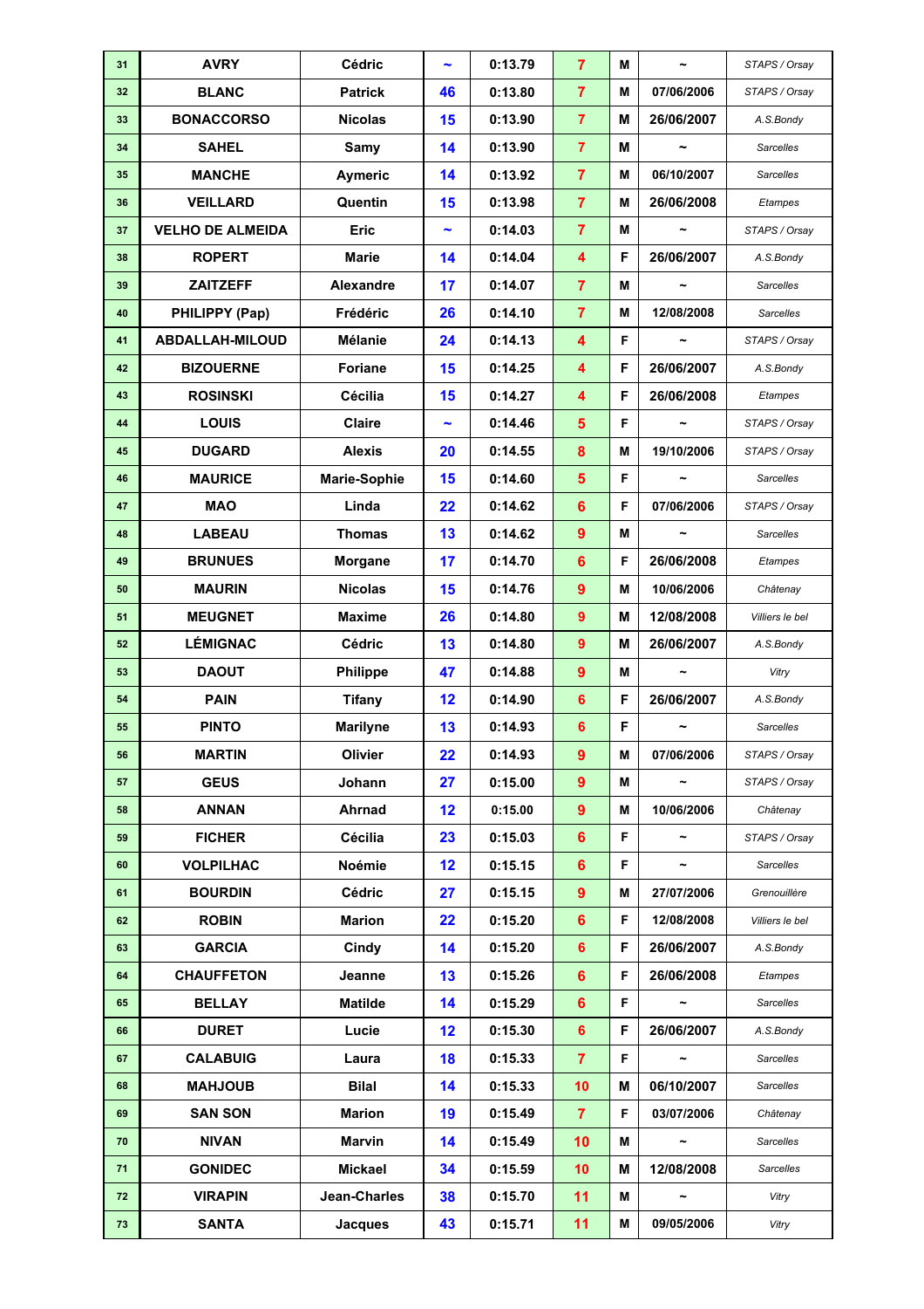| 31 | AVRY | Cédric | ~ | 0:13.79 | 7 | M | ~ | STAPS / Orsay |
|---|---|---|---|---|---|---|---|---|
| 32 | BLANC | Patrick | 46 | 0:13.80 | 7 | M | 07/06/2006 | STAPS / Orsay |
| 33 | BONACCORSO | Nicolas | 15 | 0:13.90 | 7 | M | 26/06/2007 | A.S.Bondy |
| 34 | SAHEL | Samy | 14 | 0:13.90 | 7 | M | ~ | Sarcelles |
| 35 | MANCHE | Aymeric | 14 | 0:13.92 | 7 | M | 06/10/2007 | Sarcelles |
| 36 | VEILLARD | Quentin | 15 | 0:13.98 | 7 | M | 26/06/2008 | Etampes |
| 37 | VELHO DE ALMEIDA | Eric | ~ | 0:14.03 | 7 | M | ~ | STAPS / Orsay |
| 38 | ROPERT | Marie | 14 | 0:14.04 | 4 | F | 26/06/2007 | A.S.Bondy |
| 39 | ZAITZEFF | Alexandre | 17 | 0:14.07 | 7 | M | ~ | Sarcelles |
| 40 | PHILIPPY (Pap) | Frédéric | 26 | 0:14.10 | 7 | M | 12/08/2008 | Sarcelles |
| 41 | ABDALLAH-MILOUD | Mélanie | 24 | 0:14.13 | 4 | F | ~ | STAPS / Orsay |
| 42 | BIZOUERNE | Foriane | 15 | 0:14.25 | 4 | F | 26/06/2007 | A.S.Bondy |
| 43 | ROSINSKI | Cécilia | 15 | 0:14.27 | 4 | F | 26/06/2008 | Etampes |
| 44 | LOUIS | Claire | ~ | 0:14.46 | 5 | F | ~ | STAPS / Orsay |
| 45 | DUGARD | Alexis | 20 | 0:14.55 | 8 | M | 19/10/2006 | STAPS / Orsay |
| 46 | MAURICE | Marie-Sophie | 15 | 0:14.60 | 5 | F | ~ | Sarcelles |
| 47 | MAO | Linda | 22 | 0:14.62 | 6 | F | 07/06/2006 | STAPS / Orsay |
| 48 | LABEAU | Thomas | 13 | 0:14.62 | 9 | M | ~ | Sarcelles |
| 49 | BRUNUES | Morgane | 17 | 0:14.70 | 6 | F | 26/06/2008 | Etampes |
| 50 | MAURIN | Nicolas | 15 | 0:14.76 | 9 | M | 10/06/2006 | Châtenay |
| 51 | MEUGNET | Maxime | 26 | 0:14.80 | 9 | M | 12/08/2008 | Villiers le bel |
| 52 | LÉMIGNAC | Cédric | 13 | 0:14.80 | 9 | M | 26/06/2007 | A.S.Bondy |
| 53 | DAOUT | Philippe | 47 | 0:14.88 | 9 | M | ~ | Vitry |
| 54 | PAIN | Tifany | 12 | 0:14.90 | 6 | F | 26/06/2007 | A.S.Bondy |
| 55 | PINTO | Marilyne | 13 | 0:14.93 | 6 | F | ~ | Sarcelles |
| 56 | MARTIN | Olivier | 22 | 0:14.93 | 9 | M | 07/06/2006 | STAPS / Orsay |
| 57 | GEUS | Johann | 27 | 0:15.00 | 9 | M | ~ | STAPS / Orsay |
| 58 | ANNAN | Ahrnad | 12 | 0:15.00 | 9 | M | 10/06/2006 | Châtenay |
| 59 | FICHER | Cécilia | 23 | 0:15.03 | 6 | F | ~ | STAPS / Orsay |
| 60 | VOLPILHAC | Noémie | 12 | 0:15.15 | 6 | F | ~ | Sarcelles |
| 61 | BOURDIN | Cédric | 27 | 0:15.15 | 9 | M | 27/07/2006 | Grenouillère |
| 62 | ROBIN | Marion | 22 | 0:15.20 | 6 | F | 12/08/2008 | Villiers le bel |
| 63 | GARCIA | Cindy | 14 | 0:15.20 | 6 | F | 26/06/2007 | A.S.Bondy |
| 64 | CHAUFFETON | Jeanne | 13 | 0:15.26 | 6 | F | 26/06/2008 | Etampes |
| 65 | BELLAY | Matilde | 14 | 0:15.29 | 6 | F | ~ | Sarcelles |
| 66 | DURET | Lucie | 12 | 0:15.30 | 6 | F | 26/06/2007 | A.S.Bondy |
| 67 | CALABUIG | Laura | 18 | 0:15.33 | 7 | F | ~ | Sarcelles |
| 68 | MAHJOUB | Bilal | 14 | 0:15.33 | 10 | M | 06/10/2007 | Sarcelles |
| 69 | SAN SON | Marion | 19 | 0:15.49 | 7 | F | 03/07/2006 | Châtenay |
| 70 | NIVAN | Marvin | 14 | 0:15.49 | 10 | M | ~ | Sarcelles |
| 71 | GONIDEC | Mickael | 34 | 0:15.59 | 10 | M | 12/08/2008 | Sarcelles |
| 72 | VIRAPIN | Jean-Charles | 38 | 0:15.70 | 11 | M | ~ | Vitry |
| 73 | SANTA | Jacques | 43 | 0:15.71 | 11 | M | 09/05/2006 | Vitry |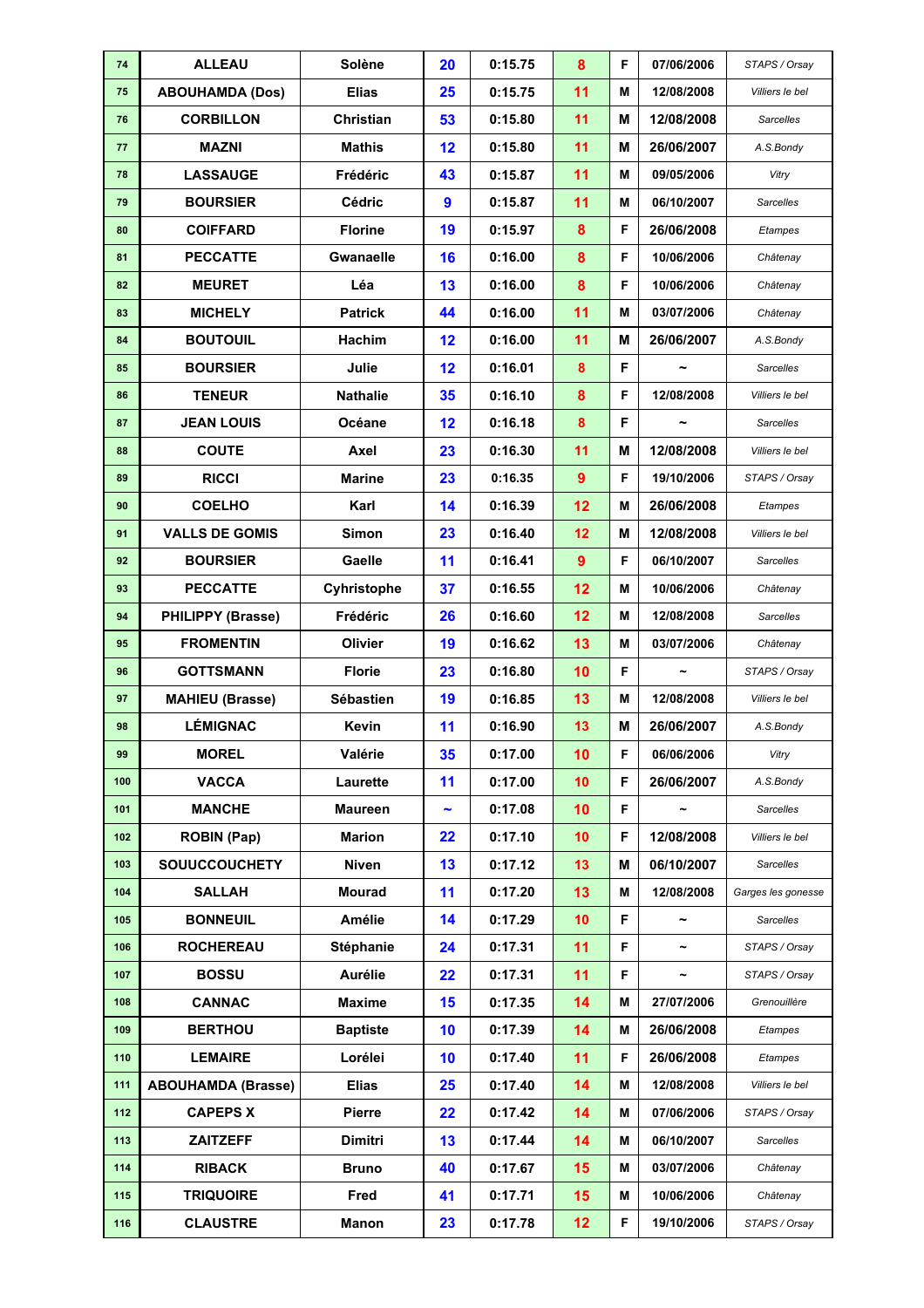| 74 | ALLEAU | Solène | 20 | 0:15.75 | 8 | F | 07/06/2006 | STAPS / Orsay |
|---|---|---|---|---|---|---|---|---|
| 75 | ABOUHAMDA (Dos) | Elias | 25 | 0:15.75 | 11 | M | 12/08/2008 | Villiers le bel |
| 76 | CORBILLON | Christian | 53 | 0:15.80 | 11 | M | 12/08/2008 | Sarcelles |
| 77 | MAZNI | Mathis | 12 | 0:15.80 | 11 | M | 26/06/2007 | A.S.Bondy |
| 78 | LASSAUGE | Frédéric | 43 | 0:15.87 | 11 | M | 09/05/2006 | Vitry |
| 79 | BOURSIER | Cédric | 9 | 0:15.87 | 11 | M | 06/10/2007 | Sarcelles |
| 80 | COIFFARD | Florine | 19 | 0:15.97 | 8 | F | 26/06/2008 | Etampes |
| 81 | PECCATTE | Gwanaelle | 16 | 0:16.00 | 8 | F | 10/06/2006 | Châtenay |
| 82 | MEURET | Léa | 13 | 0:16.00 | 8 | F | 10/06/2006 | Châtenay |
| 83 | MICHELY | Patrick | 44 | 0:16.00 | 11 | M | 03/07/2006 | Châtenay |
| 84 | BOUTOUIL | Hachim | 12 | 0:16.00 | 11 | M | 26/06/2007 | A.S.Bondy |
| 85 | BOURSIER | Julie | 12 | 0:16.01 | 8 | F | ~ | Sarcelles |
| 86 | TENEUR | Nathalie | 35 | 0:16.10 | 8 | F | 12/08/2008 | Villiers le bel |
| 87 | JEAN LOUIS | Océane | 12 | 0:16.18 | 8 | F | ~ | Sarcelles |
| 88 | COUTE | Axel | 23 | 0:16.30 | 11 | M | 12/08/2008 | Villiers le bel |
| 89 | RICCI | Marine | 23 | 0:16.35 | 9 | F | 19/10/2006 | STAPS / Orsay |
| 90 | COELHO | Karl | 14 | 0:16.39 | 12 | M | 26/06/2008 | Etampes |
| 91 | VALLS DE GOMIS | Simon | 23 | 0:16.40 | 12 | M | 12/08/2008 | Villiers le bel |
| 92 | BOURSIER | Gaelle | 11 | 0:16.41 | 9 | F | 06/10/2007 | Sarcelles |
| 93 | PECCATTE | Cyhristophe | 37 | 0:16.55 | 12 | M | 10/06/2006 | Châtenay |
| 94 | PHILIPPY (Brasse) | Frédéric | 26 | 0:16.60 | 12 | M | 12/08/2008 | Sarcelles |
| 95 | FROMENTIN | Olivier | 19 | 0:16.62 | 13 | M | 03/07/2006 | Châtenay |
| 96 | GOTTSMANN | Florie | 23 | 0:16.80 | 10 | F | ~ | STAPS / Orsay |
| 97 | MAHIEU (Brasse) | Sébastien | 19 | 0:16.85 | 13 | M | 12/08/2008 | Villiers le bel |
| 98 | LÉMIGNAC | Kevin | 11 | 0:16.90 | 13 | M | 26/06/2007 | A.S.Bondy |
| 99 | MOREL | Valérie | 35 | 0:17.00 | 10 | F | 06/06/2006 | Vitry |
| 100 | VACCA | Laurette | 11 | 0:17.00 | 10 | F | 26/06/2007 | A.S.Bondy |
| 101 | MANCHE | Maureen | ~ | 0:17.08 | 10 | F | ~ | Sarcelles |
| 102 | ROBIN (Pap) | Marion | 22 | 0:17.10 | 10 | F | 12/08/2008 | Villiers le bel |
| 103 | SOUUCCOUCHETY | Niven | 13 | 0:17.12 | 13 | M | 06/10/2007 | Sarcelles |
| 104 | SALLAH | Mourad | 11 | 0:17.20 | 13 | M | 12/08/2008 | Garges les gonesse |
| 105 | BONNEUIL | Amélie | 14 | 0:17.29 | 10 | F | ~ | Sarcelles |
| 106 | ROCHEREAU | Stéphanie | 24 | 0:17.31 | 11 | F | ~ | STAPS / Orsay |
| 107 | BOSSU | Aurélie | 22 | 0:17.31 | 11 | F | ~ | STAPS / Orsay |
| 108 | CANNAC | Maxime | 15 | 0:17.35 | 14 | M | 27/07/2006 | Grenouillère |
| 109 | BERTHOU | Baptiste | 10 | 0:17.39 | 14 | M | 26/06/2008 | Etampes |
| 110 | LEMAIRE | Lorélei | 10 | 0:17.40 | 11 | F | 26/06/2008 | Etampes |
| 111 | ABOUHAMDA (Brasse) | Elias | 25 | 0:17.40 | 14 | M | 12/08/2008 | Villiers le bel |
| 112 | CAPEPS X | Pierre | 22 | 0:17.42 | 14 | M | 07/06/2006 | STAPS / Orsay |
| 113 | ZAITZEFF | Dimitri | 13 | 0:17.44 | 14 | M | 06/10/2007 | Sarcelles |
| 114 | RIBACK | Bruno | 40 | 0:17.67 | 15 | M | 03/07/2006 | Châtenay |
| 115 | TRIQUOIRE | Fred | 41 | 0:17.71 | 15 | M | 10/06/2006 | Châtenay |
| 116 | CLAUSTRE | Manon | 23 | 0:17.78 | 12 | F | 19/10/2006 | STAPS / Orsay |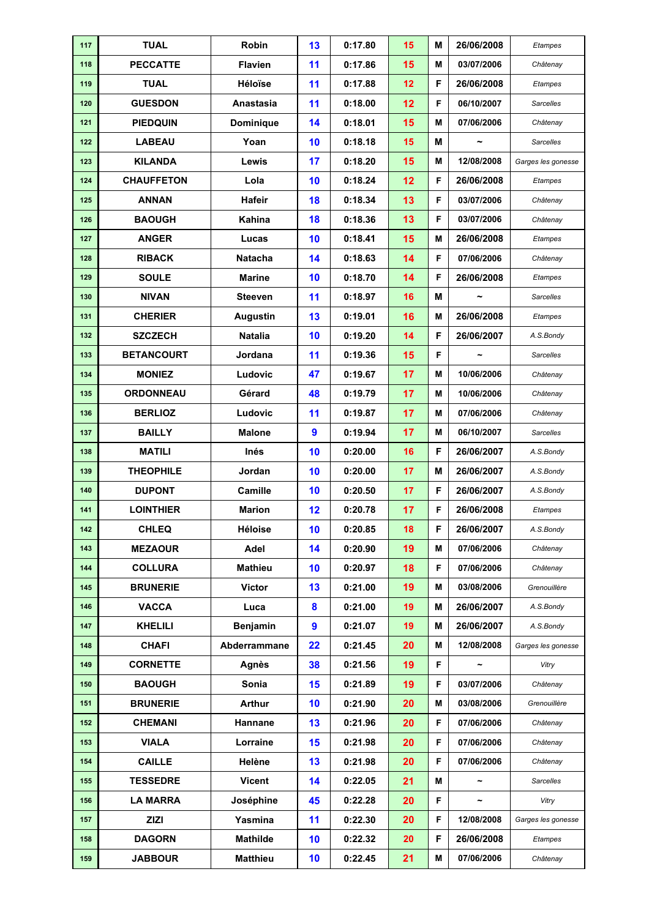| | | | | | | | | |
|---|---|---|---|---|---|---|---|---|
| 117 | TUAL | Robin | 13 | 0:17.80 | 15 | M | 26/06/2008 | Etampes |
| 118 | PECCATTE | Flavien | 11 | 0:17.86 | 15 | M | 03/07/2006 | Châtenay |
| 119 | TUAL | Héloïse | 11 | 0:17.88 | 12 | F | 26/06/2008 | Etampes |
| 120 | GUESDON | Anastasia | 11 | 0:18.00 | 12 | F | 06/10/2007 | Sarcelles |
| 121 | PIEDQUIN | Dominique | 14 | 0:18.01 | 15 | M | 07/06/2006 | Châtenay |
| 122 | LABEAU | Yoan | 10 | 0:18.18 | 15 | M | ~ | Sarcelles |
| 123 | KILANDA | Lewis | 17 | 0:18.20 | 15 | M | 12/08/2008 | Garges les gonesse |
| 124 | CHAUFFETON | Lola | 10 | 0:18.24 | 12 | F | 26/06/2008 | Etampes |
| 125 | ANNAN | Hafeir | 18 | 0:18.34 | 13 | F | 03/07/2006 | Châtenay |
| 126 | BAOUGH | Kahina | 18 | 0:18.36 | 13 | F | 03/07/2006 | Châtenay |
| 127 | ANGER | Lucas | 10 | 0:18.41 | 15 | M | 26/06/2008 | Etampes |
| 128 | RIBACK | Natacha | 14 | 0:18.63 | 14 | F | 07/06/2006 | Châtenay |
| 129 | SOULE | Marine | 10 | 0:18.70 | 14 | F | 26/06/2008 | Etampes |
| 130 | NIVAN | Steeven | 11 | 0:18.97 | 16 | M | ~ | Sarcelles |
| 131 | CHERIER | Augustin | 13 | 0:19.01 | 16 | M | 26/06/2008 | Etampes |
| 132 | SZCZECH | Natalia | 10 | 0:19.20 | 14 | F | 26/06/2007 | A.S.Bondy |
| 133 | BETANCOURT | Jordana | 11 | 0:19.36 | 15 | F | ~ | Sarcelles |
| 134 | MONIEZ | Ludovic | 47 | 0:19.67 | 17 | M | 10/06/2006 | Châtenay |
| 135 | ORDONNEAU | Gérard | 48 | 0:19.79 | 17 | M | 10/06/2006 | Châtenay |
| 136 | BERLIOZ | Ludovic | 11 | 0:19.87 | 17 | M | 07/06/2006 | Châtenay |
| 137 | BAILLY | Malone | 9 | 0:19.94 | 17 | M | 06/10/2007 | Sarcelles |
| 138 | MATILI | Inés | 10 | 0:20.00 | 16 | F | 26/06/2007 | A.S.Bondy |
| 139 | THEOPHILE | Jordan | 10 | 0:20.00 | 17 | M | 26/06/2007 | A.S.Bondy |
| 140 | DUPONT | Camille | 10 | 0:20.50 | 17 | F | 26/06/2007 | A.S.Bondy |
| 141 | LOINTHIER | Marion | 12 | 0:20.78 | 17 | F | 26/06/2008 | Etampes |
| 142 | CHLEQ | Héloise | 10 | 0:20.85 | 18 | F | 26/06/2007 | A.S.Bondy |
| 143 | MEZAOUR | Adel | 14 | 0:20.90 | 19 | M | 07/06/2006 | Châtenay |
| 144 | COLLURA | Mathieu | 10 | 0:20.97 | 18 | F | 07/06/2006 | Châtenay |
| 145 | BRUNERIE | Victor | 13 | 0:21.00 | 19 | M | 03/08/2006 | Grenouillère |
| 146 | VACCA | Luca | 8 | 0:21.00 | 19 | M | 26/06/2007 | A.S.Bondy |
| 147 | KHELILI | Benjamin | 9 | 0:21.07 | 19 | M | 26/06/2007 | A.S.Bondy |
| 148 | CHAFI | Abderrammane | 22 | 0:21.45 | 20 | M | 12/08/2008 | Garges les gonesse |
| 149 | CORNETTE | Agnès | 38 | 0:21.56 | 19 | F | ~ | Vitry |
| 150 | BAOUGH | Sonia | 15 | 0:21.89 | 19 | F | 03/07/2006 | Châtenay |
| 151 | BRUNERIE | Arthur | 10 | 0:21.90 | 20 | M | 03/08/2006 | Grenouillère |
| 152 | CHEMANI | Hannane | 13 | 0:21.96 | 20 | F | 07/06/2006 | Châtenay |
| 153 | VIALA | Lorraine | 15 | 0:21.98 | 20 | F | 07/06/2006 | Châtenay |
| 154 | CAILLE | Helène | 13 | 0:21.98 | 20 | F | 07/06/2006 | Châtenay |
| 155 | TESSEDRE | Vicent | 14 | 0:22.05 | 21 | M | ~ | Sarcelles |
| 156 | LA MARRA | Joséphine | 45 | 0:22.28 | 20 | F | ~ | Vitry |
| 157 | ZIZI | Yasmina | 11 | 0:22.30 | 20 | F | 12/08/2008 | Garges les gonesse |
| 158 | DAGORN | Mathilde | 10 | 0:22.32 | 20 | F | 26/06/2008 | Etampes |
| 159 | JABBOUR | Matthieu | 10 | 0:22.45 | 21 | M | 07/06/2006 | Châtenay |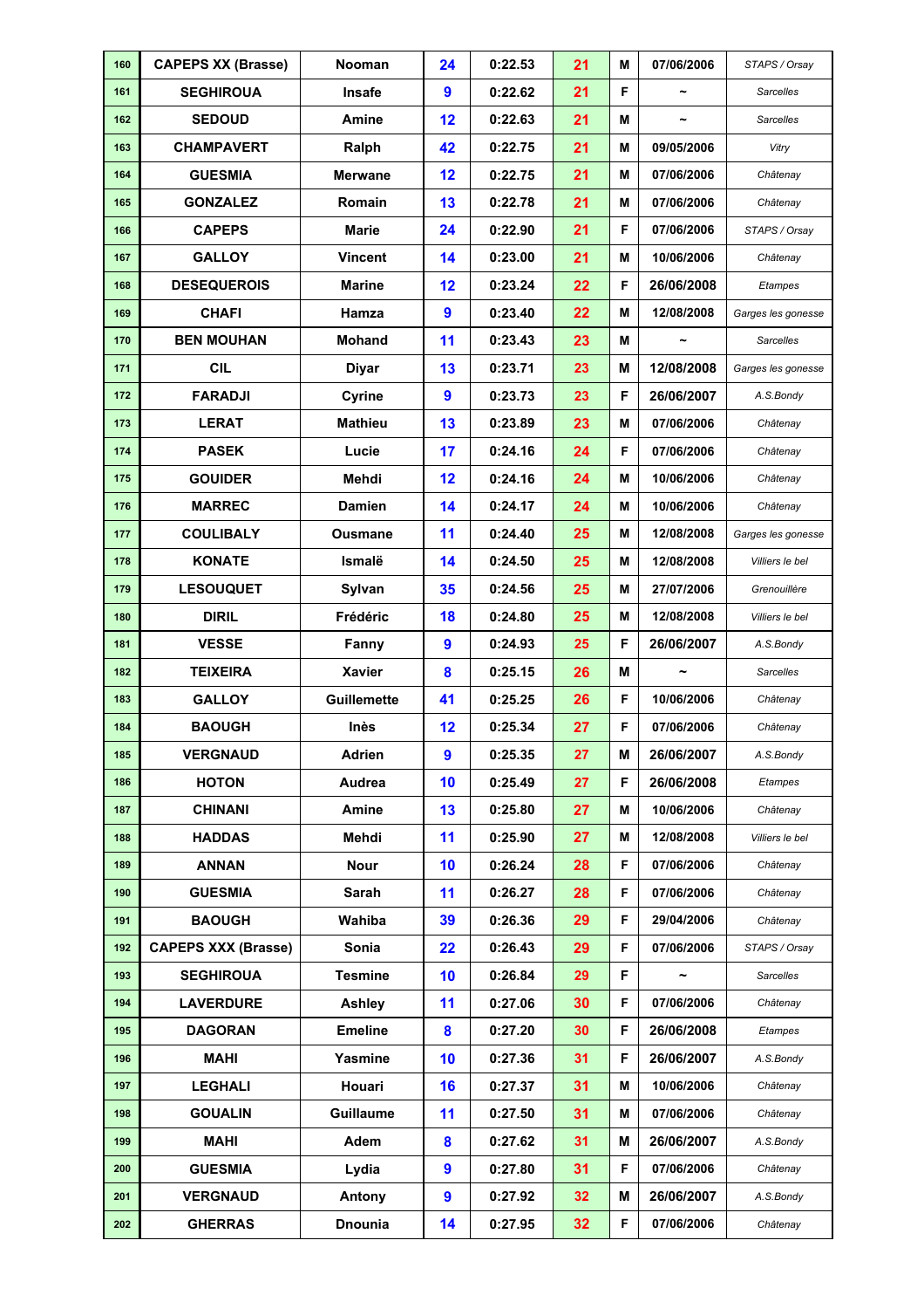| | | | | | | | | |
|---|---|---|---|---|---|---|---|---|
| 160 | CAPEPS XX (Brasse) | Nooman | 24 | 0:22.53 | 21 | M | 07/06/2006 | STAPS / Orsay |
| 161 | SEGHIROUA | Insafe | 9 | 0:22.62 | 21 | F | ~ | Sarcelles |
| 162 | SEDOUD | Amine | 12 | 0:22.63 | 21 | M | ~ | Sarcelles |
| 163 | CHAMPAVERT | Ralph | 42 | 0:22.75 | 21 | M | 09/05/2006 | Vitry |
| 164 | GUESMIA | Merwane | 12 | 0:22.75 | 21 | M | 07/06/2006 | Châtenay |
| 165 | GONZALEZ | Romain | 13 | 0:22.78 | 21 | M | 07/06/2006 | Châtenay |
| 166 | CAPEPS | Marie | 24 | 0:22.90 | 21 | F | 07/06/2006 | STAPS / Orsay |
| 167 | GALLOY | Vincent | 14 | 0:23.00 | 21 | M | 10/06/2006 | Châtenay |
| 168 | DESEQUEROIS | Marine | 12 | 0:23.24 | 22 | F | 26/06/2008 | Etampes |
| 169 | CHAFI | Hamza | 9 | 0:23.40 | 22 | M | 12/08/2008 | Garges les gonesse |
| 170 | BEN MOUHAN | Mohand | 11 | 0:23.43 | 23 | M | ~ | Sarcelles |
| 171 | CIL | Diyar | 13 | 0:23.71 | 23 | M | 12/08/2008 | Garges les gonesse |
| 172 | FARADJI | Cyrine | 9 | 0:23.73 | 23 | F | 26/06/2007 | A.S.Bondy |
| 173 | LERAT | Mathieu | 13 | 0:23.89 | 23 | M | 07/06/2006 | Châtenay |
| 174 | PASEK | Lucie | 17 | 0:24.16 | 24 | F | 07/06/2006 | Châtenay |
| 175 | GOUIDER | Mehdi | 12 | 0:24.16 | 24 | M | 10/06/2006 | Châtenay |
| 176 | MARREC | Damien | 14 | 0:24.17 | 24 | M | 10/06/2006 | Châtenay |
| 177 | COULIBALY | Ousmane | 11 | 0:24.40 | 25 | M | 12/08/2008 | Garges les gonesse |
| 178 | KONATE | Ismalë | 14 | 0:24.50 | 25 | M | 12/08/2008 | Villiers le bel |
| 179 | LESOUQUET | Sylvan | 35 | 0:24.56 | 25 | M | 27/07/2006 | Grenouillère |
| 180 | DIRIL | Frédéric | 18 | 0:24.80 | 25 | M | 12/08/2008 | Villiers le bel |
| 181 | VESSE | Fanny | 9 | 0:24.93 | 25 | F | 26/06/2007 | A.S.Bondy |
| 182 | TEIXEIRA | Xavier | 8 | 0:25.15 | 26 | M | ~ | Sarcelles |
| 183 | GALLOY | Guillemette | 41 | 0:25.25 | 26 | F | 10/06/2006 | Châtenay |
| 184 | BAOUGH | Inès | 12 | 0:25.34 | 27 | F | 07/06/2006 | Châtenay |
| 185 | VERGNAUD | Adrien | 9 | 0:25.35 | 27 | M | 26/06/2007 | A.S.Bondy |
| 186 | HOTON | Audrea | 10 | 0:25.49 | 27 | F | 26/06/2008 | Etampes |
| 187 | CHINANI | Amine | 13 | 0:25.80 | 27 | M | 10/06/2006 | Châtenay |
| 188 | HADDAS | Mehdi | 11 | 0:25.90 | 27 | M | 12/08/2008 | Villiers le bel |
| 189 | ANNAN | Nour | 10 | 0:26.24 | 28 | F | 07/06/2006 | Châtenay |
| 190 | GUESMIA | Sarah | 11 | 0:26.27 | 28 | F | 07/06/2006 | Châtenay |
| 191 | BAOUGH | Wahiba | 39 | 0:26.36 | 29 | F | 29/04/2006 | Châtenay |
| 192 | CAPEPS XXX (Brasse) | Sonia | 22 | 0:26.43 | 29 | F | 07/06/2006 | STAPS / Orsay |
| 193 | SEGHIROUA | Tesmine | 10 | 0:26.84 | 29 | F | ~ | Sarcelles |
| 194 | LAVERDURE | Ashley | 11 | 0:27.06 | 30 | F | 07/06/2006 | Châtenay |
| 195 | DAGORAN | Emeline | 8 | 0:27.20 | 30 | F | 26/06/2008 | Etampes |
| 196 | MAHI | Yasmine | 10 | 0:27.36 | 31 | F | 26/06/2007 | A.S.Bondy |
| 197 | LEGHALI | Houari | 16 | 0:27.37 | 31 | M | 10/06/2006 | Châtenay |
| 198 | GOUALIN | Guillaume | 11 | 0:27.50 | 31 | M | 07/06/2006 | Châtenay |
| 199 | MAHI | Adem | 8 | 0:27.62 | 31 | M | 26/06/2007 | A.S.Bondy |
| 200 | GUESMIA | Lydia | 9 | 0:27.80 | 31 | F | 07/06/2006 | Châtenay |
| 201 | VERGNAUD | Antony | 9 | 0:27.92 | 32 | M | 26/06/2007 | A.S.Bondy |
| 202 | GHERRAS | Dnounia | 14 | 0:27.95 | 32 | F | 07/06/2006 | Châtenay |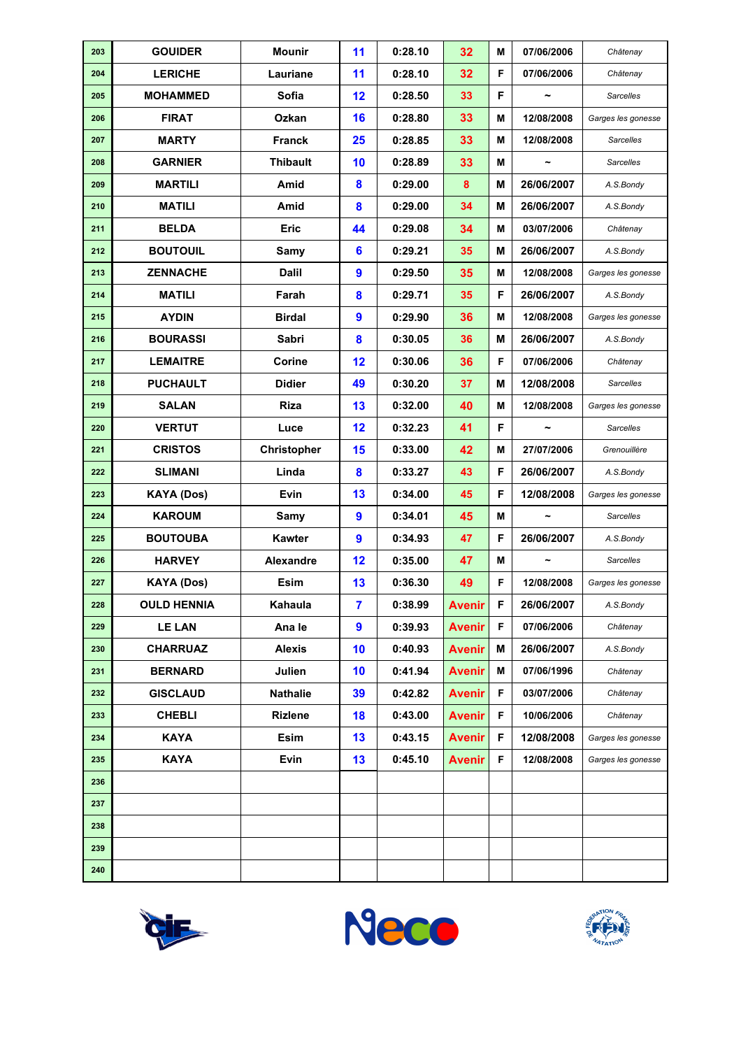| | | | | | | | | |
|---|---|---|---|---|---|---|---|---|
| 203 | GOUIDER | Mounir | 11 | 0:28.10 | 32 | M | 07/06/2006 | Châtenay |
| 204 | LERICHE | Lauriane | 11 | 0:28.10 | 32 | F | 07/06/2006 | Châtenay |
| 205 | MOHAMMED | Sofia | 12 | 0:28.50 | 33 | F | ~ | Sarcelles |
| 206 | FIRAT | Ozkan | 16 | 0:28.80 | 33 | M | 12/08/2008 | Garges les gonesse |
| 207 | MARTY | Franck | 25 | 0:28.85 | 33 | M | 12/08/2008 | Sarcelles |
| 208 | GARNIER | Thibault | 10 | 0:28.89 | 33 | M | ~ | Sarcelles |
| 209 | MARTILI | Amid | 8 | 0:29.00 | 8 | M | 26/06/2007 | A.S.Bondy |
| 210 | MATILI | Amid | 8 | 0:29.00 | 34 | M | 26/06/2007 | A.S.Bondy |
| 211 | BELDA | Eric | 44 | 0:29.08 | 34 | M | 03/07/2006 | Châtenay |
| 212 | BOUTOUIL | Samy | 6 | 0:29.21 | 35 | M | 26/06/2007 | A.S.Bondy |
| 213 | ZENNACHE | Dalil | 9 | 0:29.50 | 35 | M | 12/08/2008 | Garges les gonesse |
| 214 | MATILI | Farah | 8 | 0:29.71 | 35 | F | 26/06/2007 | A.S.Bondy |
| 215 | AYDIN | Birdal | 9 | 0:29.90 | 36 | M | 12/08/2008 | Garges les gonesse |
| 216 | BOURASSI | Sabri | 8 | 0:30.05 | 36 | M | 26/06/2007 | A.S.Bondy |
| 217 | LEMAITRE | Corine | 12 | 0:30.06 | 36 | F | 07/06/2006 | Châtenay |
| 218 | PUCHAULT | Didier | 49 | 0:30.20 | 37 | M | 12/08/2008 | Sarcelles |
| 219 | SALAN | Riza | 13 | 0:32.00 | 40 | M | 12/08/2008 | Garges les gonesse |
| 220 | VERTUT | Luce | 12 | 0:32.23 | 41 | F | ~ | Sarcelles |
| 221 | CRISTOS | Christopher | 15 | 0:33.00 | 42 | M | 27/07/2006 | Grenouillère |
| 222 | SLIMANI | Linda | 8 | 0:33.27 | 43 | F | 26/06/2007 | A.S.Bondy |
| 223 | KAYA (Dos) | Evin | 13 | 0:34.00 | 45 | F | 12/08/2008 | Garges les gonesse |
| 224 | KAROUM | Samy | 9 | 0:34.01 | 45 | M | ~ | Sarcelles |
| 225 | BOUTOUBA | Kawter | 9 | 0:34.93 | 47 | F | 26/06/2007 | A.S.Bondy |
| 226 | HARVEY | Alexandre | 12 | 0:35.00 | 47 | M | ~ | Sarcelles |
| 227 | KAYA (Dos) | Esim | 13 | 0:36.30 | 49 | F | 12/08/2008 | Garges les gonesse |
| 228 | OULD HENNIA | Kahaula | 7 | 0:38.99 | Avenir | F | 26/06/2007 | A.S.Bondy |
| 229 | LE LAN | Ana le | 9 | 0:39.93 | Avenir | F | 07/06/2006 | Châtenay |
| 230 | CHARRUAZ | Alexis | 10 | 0:40.93 | Avenir | M | 26/06/2007 | A.S.Bondy |
| 231 | BERNARD | Julien | 10 | 0:41.94 | Avenir | M | 07/06/1996 | Châtenay |
| 232 | GISCLAUD | Nathalie | 39 | 0:42.82 | Avenir | F | 03/07/2006 | Châtenay |
| 233 | CHEBLI | Rizlene | 18 | 0:43.00 | Avenir | F | 10/06/2006 | Châtenay |
| 234 | KAYA | Esim | 13 | 0:43.15 | Avenir | F | 12/08/2008 | Garges les gonesse |
| 235 | KAYA | Evin | 13 | 0:45.10 | Avenir | F | 12/08/2008 | Garges les gonesse |
| 236 | | | | | | | | |
| 237 | | | | | | | | |
| 238 | | | | | | | | |
| 239 | | | | | | | | |
| 240 | | | | | | | | |